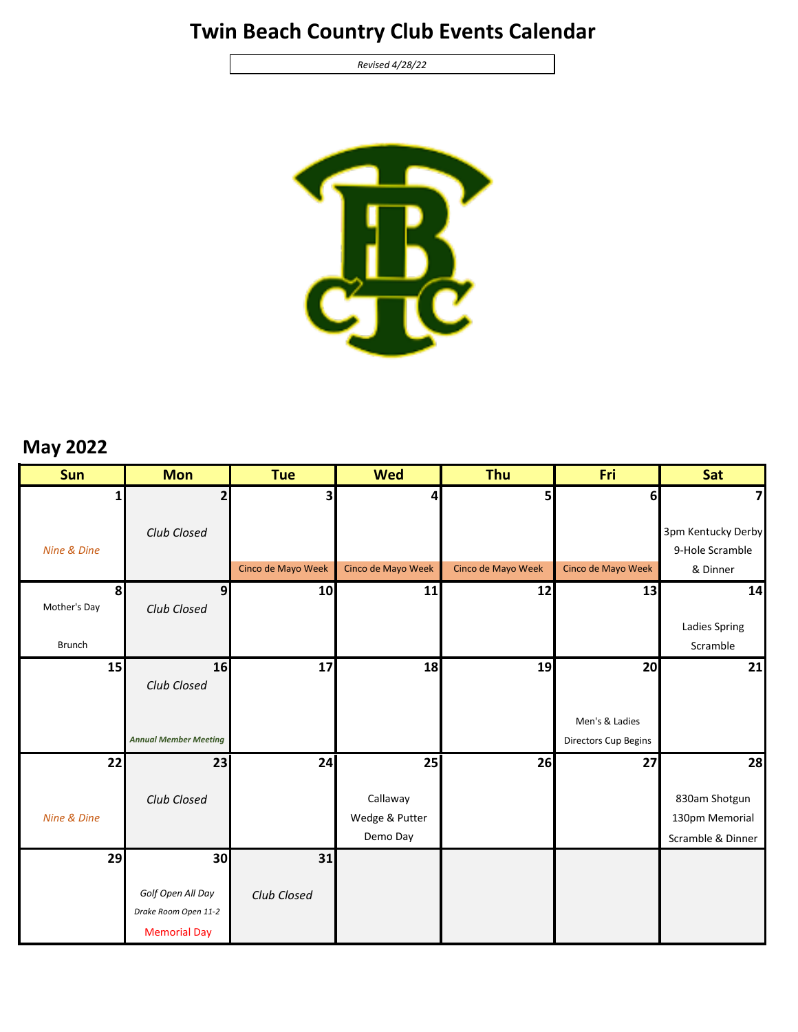# Twin Beach Country Club Events Calendar

*Revised 4/28/22*

## May 2022

| Sun | Mon | Tue | Wed | Thu | Fri | Sat |
|---|---|---|---|---|---|---|
| 1 *Nine & Dine* | 2 *Club Closed* | 3 Cinco de Mayo Week | 4 Cinco de Mayo Week | 5 Cinco de Mayo Week | 6 Cinco de Mayo Week | 7 3pm Kentucky Derby 9-Hole Scramble & Dinner |
| 8 Mother's Day Brunch | 9 *Club Closed* | 10 | 11 | 12 | 13 | 14 Ladies Spring Scramble |
| 15 | 16 *Club Closed* ***Annual Member Meeting*** | 17 | 18 | 19 | 20 Men's & Ladies Directors Cup Begins | 21 |
| 22 *Nine & Dine* | 23 *Club Closed* | 24 | 25 Callaway Wedge & Putter Demo Day | 26 | 27 | 28 830am Shotgun 130pm Memorial Scramble & Dinner |
| 29 | 30 *Golf Open All Day* *Drake Room Open 11-2* Memorial Day | 31 *Club Closed* | | | | |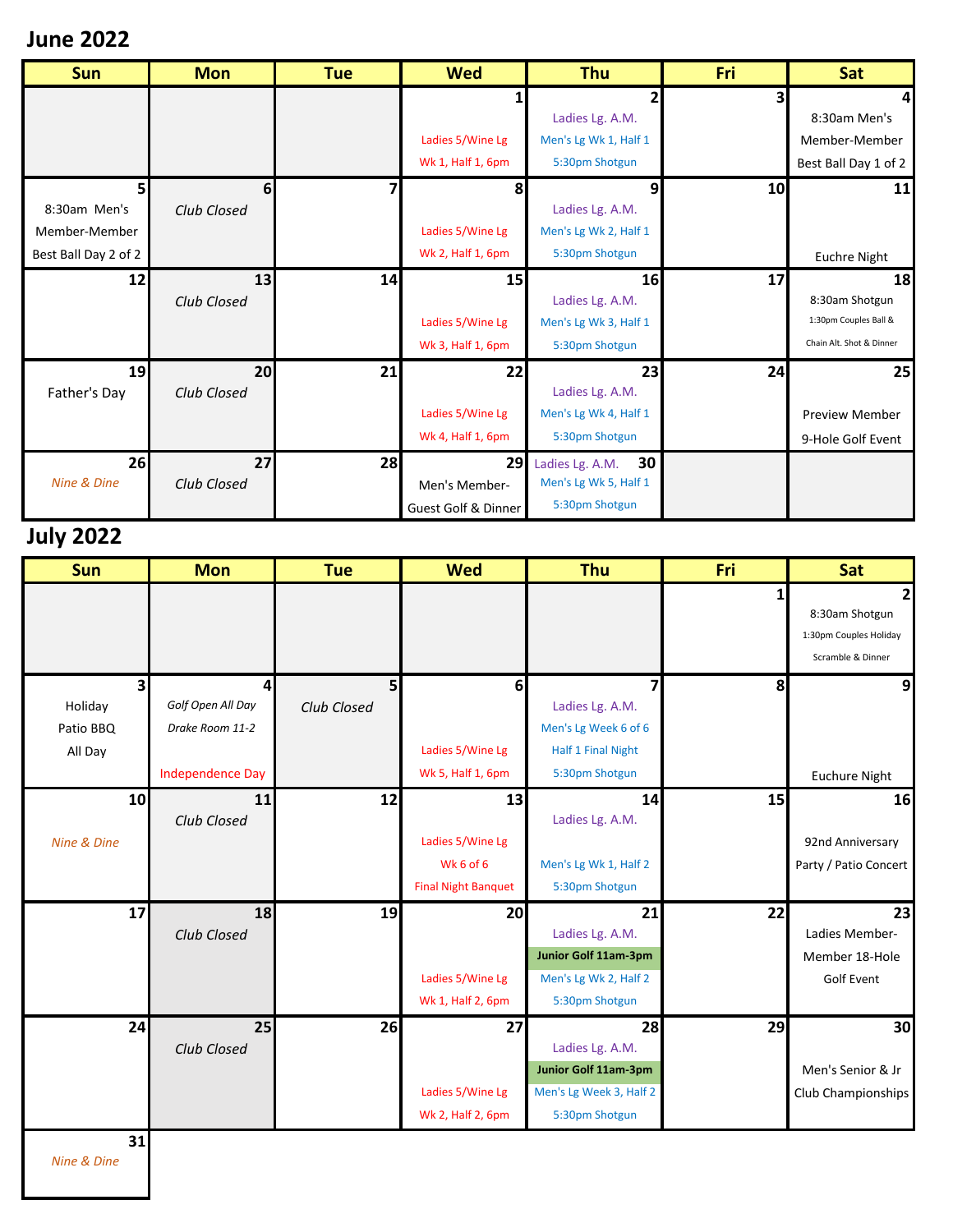## June 2022

| Sun | Mon | Tue | Wed | Thu | Fri | Sat |
|---|---|---|---|---|---|---|
| | | | 1<br>Ladies 5/Wine Lg Wk 1, Half 1, 6pm | 2<br>Ladies Lg. A.M.<br>Men's Lg Wk 1, Half 1<br>5:30pm Shotgun | 3 | 4<br>8:30am Men's Member-Member Best Ball Day 1 of 2 |
| 5<br>8:30am Men's Member-Member Best Ball Day 2 of 2 | 6<br>*Club Closed* | 7 | 8<br>Ladies 5/Wine Lg Wk 2, Half 1, 6pm | 9<br>Ladies Lg. A.M.<br>Men's Lg Wk 2, Half 1<br>5:30pm Shotgun | 10 | 11<br>Euchre Night |
| 12 | 13<br>*Club Closed* | 14 | 15<br>Ladies 5/Wine Lg Wk 3, Half 1, 6pm | 16<br>Ladies Lg. A.M.<br>Men's Lg Wk 3, Half 1<br>5:30pm Shotgun | 17 | 18<br>8:30am Shotgun<br>1:30pm Couples Ball & Chain Alt. Shot & Dinner |
| 19<br>Father's Day | 20<br>*Club Closed* | 21 | 22<br>Ladies 5/Wine Lg Wk 4, Half 1, 6pm | 23<br>Ladies Lg. A.M.<br>Men's Lg Wk 4, Half 1<br>5:30pm Shotgun | 24 | 25<br>Preview Member 9-Hole Golf Event |
| 26<br>*Nine & Dine* | 27<br>*Club Closed* | 28 | 29<br>Men's Member-Guest Golf & Dinner | 30<br>Ladies Lg. A.M.<br>Men's Lg Wk 5, Half 1<br>5:30pm Shotgun | | |

## July 2022

| Sun | Mon | Tue | Wed | Thu | Fri | Sat |
|---|---|---|---|---|---|---|
| | | | | | 1 | 2<br>8:30am Shotgun<br>1:30pm Couples Holiday Scramble & Dinner |
| 3<br>Holiday Patio BBQ All Day | 4<br>*Golf Open All Day*<br>*Drake Room 11-2*<br>Independence Day | 5<br>*Club Closed* | 6<br>Ladies 5/Wine Lg Wk 5, Half 1, 6pm | 7<br>Ladies Lg. A.M.<br>Men's Lg Week 6 of 6<br>Half 1 Final Night<br>5:30pm Shotgun | 8 | 9<br>Euchure Night |
| 10<br>*Nine & Dine* | 11<br>*Club Closed* | 12 | 13<br>Ladies 5/Wine Lg Wk 6 of 6<br>Final Night Banquet | 14<br>Ladies Lg. A.M.<br>Men's Lg Wk 1, Half 2<br>5:30pm Shotgun | 15 | 16<br>92nd Anniversary Party / Patio Concert |
| 17 | 18<br>*Club Closed* | 19 | 20<br>Ladies 5/Wine Lg Wk 1, Half 2, 6pm | 21<br>Ladies Lg. A.M.<br>**Junior Golf 11am-3pm**<br>Men's Lg Wk 2, Half 2<br>5:30pm Shotgun | 22 | 23<br>Ladies Member-Member 18-Hole Golf Event |
| 24 | 25<br>*Club Closed* | 26 | 27<br>Ladies 5/Wine Lg Wk 2, Half 2, 6pm | 28<br>Ladies Lg. A.M.<br>**Junior Golf 11am-3pm**<br>Men's Lg Week 3, Half 2<br>5:30pm Shotgun | 29 | 30<br>Men's Senior & Jr Club Championships |
| 31<br>*Nine & Dine* | | | | | | |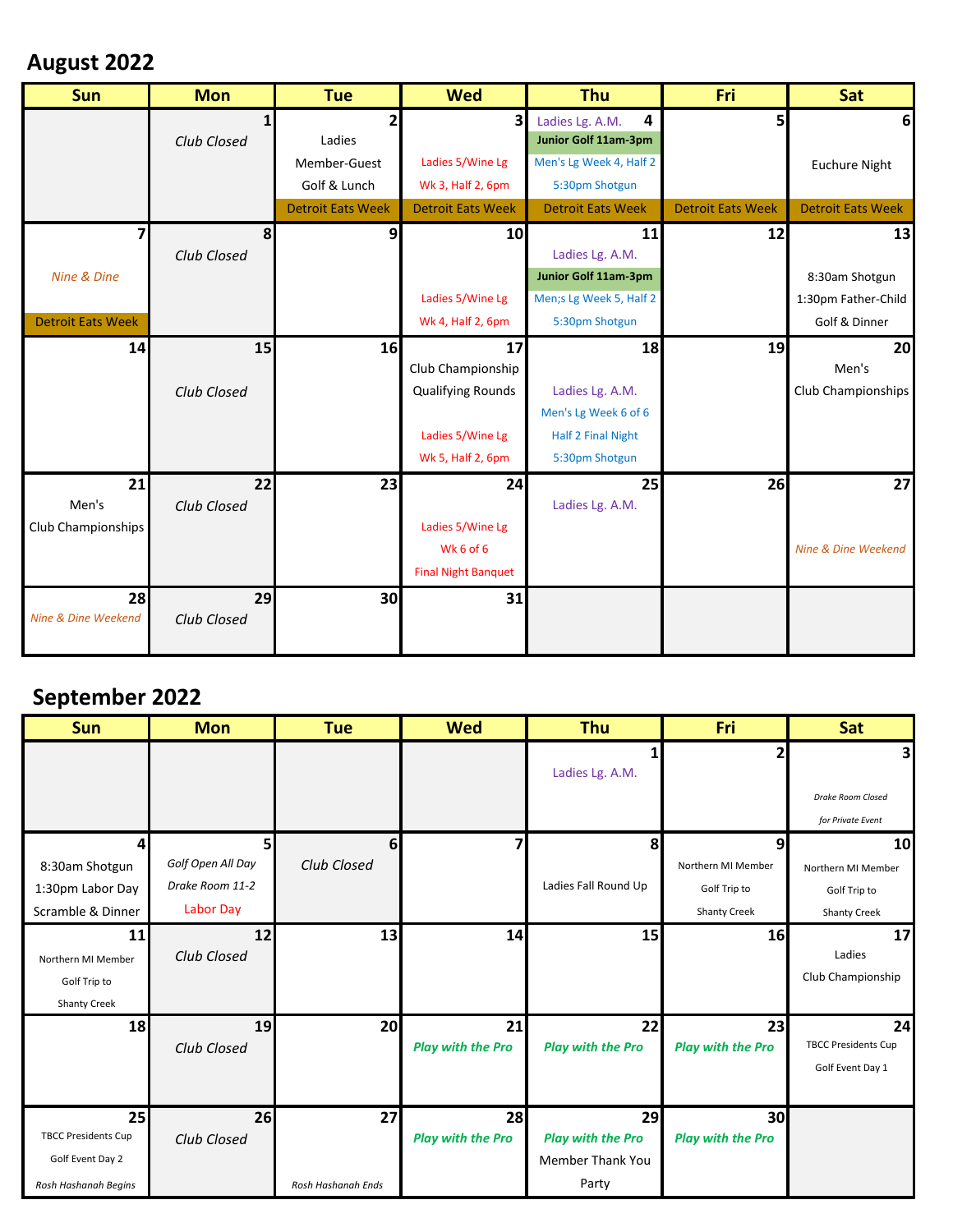# August 2022

| Sun | Mon | Tue | Wed | Thu | Fri | Sat |
|---|---|---|---|---|---|---|
| | 1<br>*Club Closed* | 2<br>Ladies<br>Member-Guest<br>Golf & Lunch<br>Detroit Eats Week | 3<br>Ladies 5/Wine Lg<br>Wk 3, Half 2, 6pm<br>Detroit Eats Week | 4<br>Ladies Lg. A.M.<br>**Junior Golf 11am-3pm**<br>Men's Lg Week 4, Half 2<br>5:30pm Shotgun<br>Detroit Eats Week | 5<br>Detroit Eats Week | 6<br>Euchure Night<br>Detroit Eats Week |
| 7<br>*Nine & Dine*<br>Detroit Eats Week | 8<br>*Club Closed* | 9 | 10<br>Ladies 5/Wine Lg<br>Wk 4, Half 2, 6pm | 11<br>Ladies Lg. A.M.<br>**Junior Golf 11am-3pm**<br>Men;s Lg Week 5, Half 2<br>5:30pm Shotgun | 12 | 13<br>8:30am Shotgun<br>1:30pm Father-Child<br>Golf & Dinner |
| 14 | 15<br>*Club Closed* | 16 | 17<br>Club Championship<br>Qualifying Rounds<br>Ladies 5/Wine Lg<br>Wk 5, Half 2, 6pm | 18<br>Ladies Lg. A.M.<br>Men's Lg Week 6 of 6<br>Half 2 Final Night<br>5:30pm Shotgun | 19 | 20<br>Men's<br>Club Championships |
| 21<br>Men's<br>Club Championships | 22<br>*Club Closed* | 23 | 24<br>Ladies 5/Wine Lg<br>Wk 6 of 6<br>Final Night Banquet | 25<br>Ladies Lg. A.M. | 26 | 27<br>*Nine & Dine Weekend* |
| 28<br>*Nine & Dine Weekend* | 29<br>*Club Closed* | 30 | 31 | | | |

# September 2022

| Sun | Mon | Tue | Wed | Thu | Fri | Sat |
|---|---|---|---|---|---|---|
| | | | | 1<br>Ladies Lg. A.M. | 2 | 3<br>*Drake Room Closed for Private Event* |
| 4<br>8:30am Shotgun<br>1:30pm Labor Day<br>Scramble & Dinner | 5<br>*Golf Open All Day*<br>*Drake Room 11-2*<br>Labor Day | 6<br>*Club Closed* | 7 | 8<br>Ladies Fall Round Up | 9<br>Northern MI Member<br>Golf Trip to<br>Shanty Creek | 10<br>Northern MI Member<br>Golf Trip to<br>Shanty Creek |
| 11<br>Northern MI Member<br>Golf Trip to<br>Shanty Creek | 12<br>*Club Closed* | 13 | 14 | 15 | 16 | 17<br>Ladies<br>Club Championship |
| 18 | 19<br>*Club Closed* | 20 | 21<br>***Play with the Pro*** | 22<br>***Play with the Pro*** | 23<br>***Play with the Pro*** | 24<br>TBCC Presidents Cup<br>Golf Event Day 1 |
| 25<br>TBCC Presidents Cup<br>Golf Event Day 2<br>*Rosh Hashanah Begins* | 26<br>*Club Closed* | 27<br>*Rosh Hashanah Ends* | 28<br>***Play with the Pro*** | 29<br>***Play with the Pro***<br>Member Thank You<br>Party | 30<br>***Play with the Pro*** | |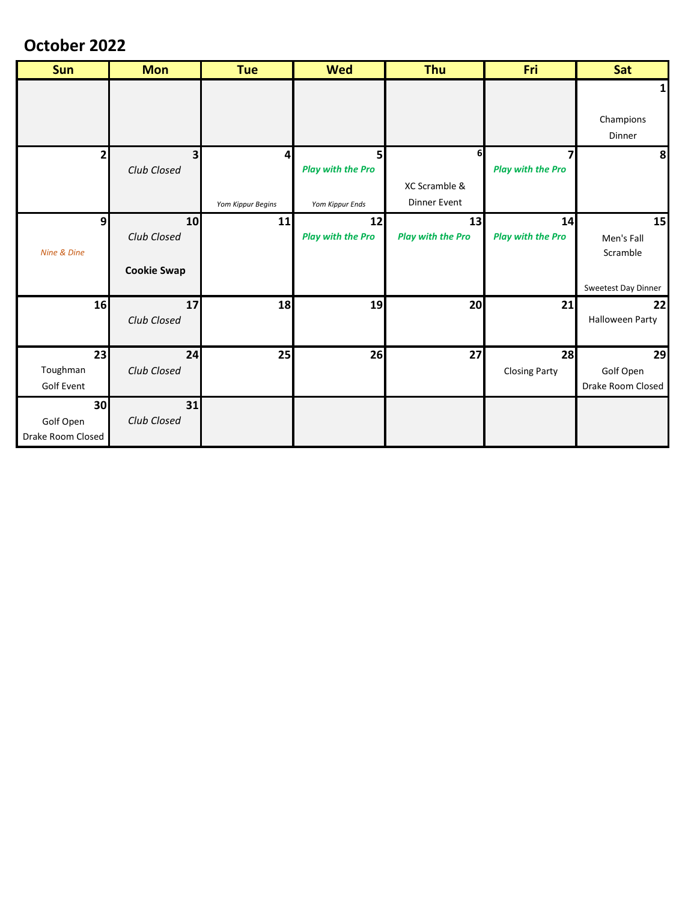# October 2022

| Sun | Mon | Tue | Wed | Thu | Fri | Sat |
|---|---|---|---|---|---|---|
| | | | | | | 1 Champions Dinner |
| 2 | 3 *Club Closed* | 4 *Yom Kippur Begins* | 5 ***Play with the Pro*** *Yom Kippur Ends* | 6 XC Scramble & Dinner Event | 7 ***Play with the Pro*** | 8 |
| 9 *Nine & Dine* | 10 *Club Closed* **Cookie Swap** | 11 | 12 ***Play with the Pro*** | 13 ***Play with the Pro*** | 14 ***Play with the Pro*** | 15 Men's Fall Scramble Sweetest Day Dinner |
| 16 | 17 *Club Closed* | 18 | 19 | 20 | 21 | 22 Halloween Party |
| 23 Toughman Golf Event | 24 *Club Closed* | 25 | 26 | 27 | 28 Closing Party | 29 Golf Open Drake Room Closed |
| 30 Golf Open Drake Room Closed | 31 *Club Closed* | | | | | |